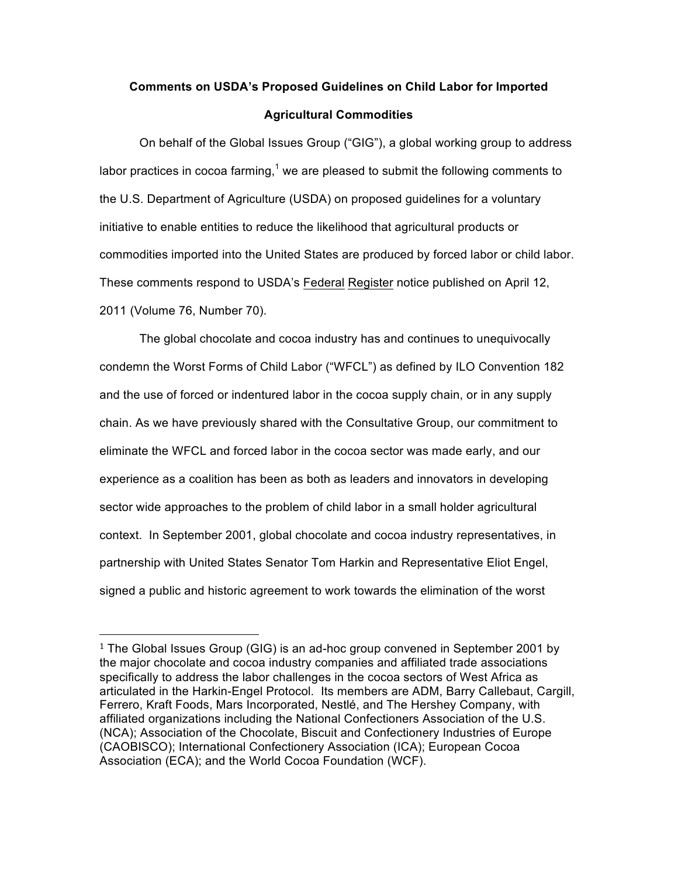**Comments on USDA's Proposed Guidelines on Child Labor for Imported Agricultural Commodities**

On behalf of the Global Issues Group ("GIG"), a global working group to address labor practices in cocoa farming,[1] we are pleased to submit the following comments to the U.S. Department of Agriculture (USDA) on proposed guidelines for a voluntary initiative to enable entities to reduce the likelihood that agricultural products or commodities imported into the United States are produced by forced labor or child labor. These comments respond to USDA's Federal Register notice published on April 12, 2011 (Volume 76, Number 70).

The global chocolate and cocoa industry has and continues to unequivocally condemn the Worst Forms of Child Labor ("WFCL") as defined by ILO Convention 182 and the use of forced or indentured labor in the cocoa supply chain, or in any supply chain. As we have previously shared with the Consultative Group, our commitment to eliminate the WFCL and forced labor in the cocoa sector was made early, and our experience as a coalition has been as both as leaders and innovators in developing sector wide approaches to the problem of child labor in a small holder agricultural context. In September 2001, global chocolate and cocoa industry representatives, in partnership with United States Senator Tom Harkin and Representative Eliot Engel, signed a public and historic agreement to work towards the elimination of the worst

---

[1] The Global Issues Group (GIG) is an ad-hoc group convened in September 2001 by the major chocolate and cocoa industry companies and affiliated trade associations specifically to address the labor challenges in the cocoa sectors of West Africa as articulated in the Harkin-Engel Protocol. Its members are ADM, Barry Callebaut, Cargill, Ferrero, Kraft Foods, Mars Incorporated, Nestlé, and The Hershey Company, with affiliated organizations including the National Confectioners Association of the U.S. (NCA); Association of the Chocolate, Biscuit and Confectionery Industries of Europe (CAOBISCO); International Confectionery Association (ICA); European Cocoa Association (ECA); and the World Cocoa Foundation (WCF).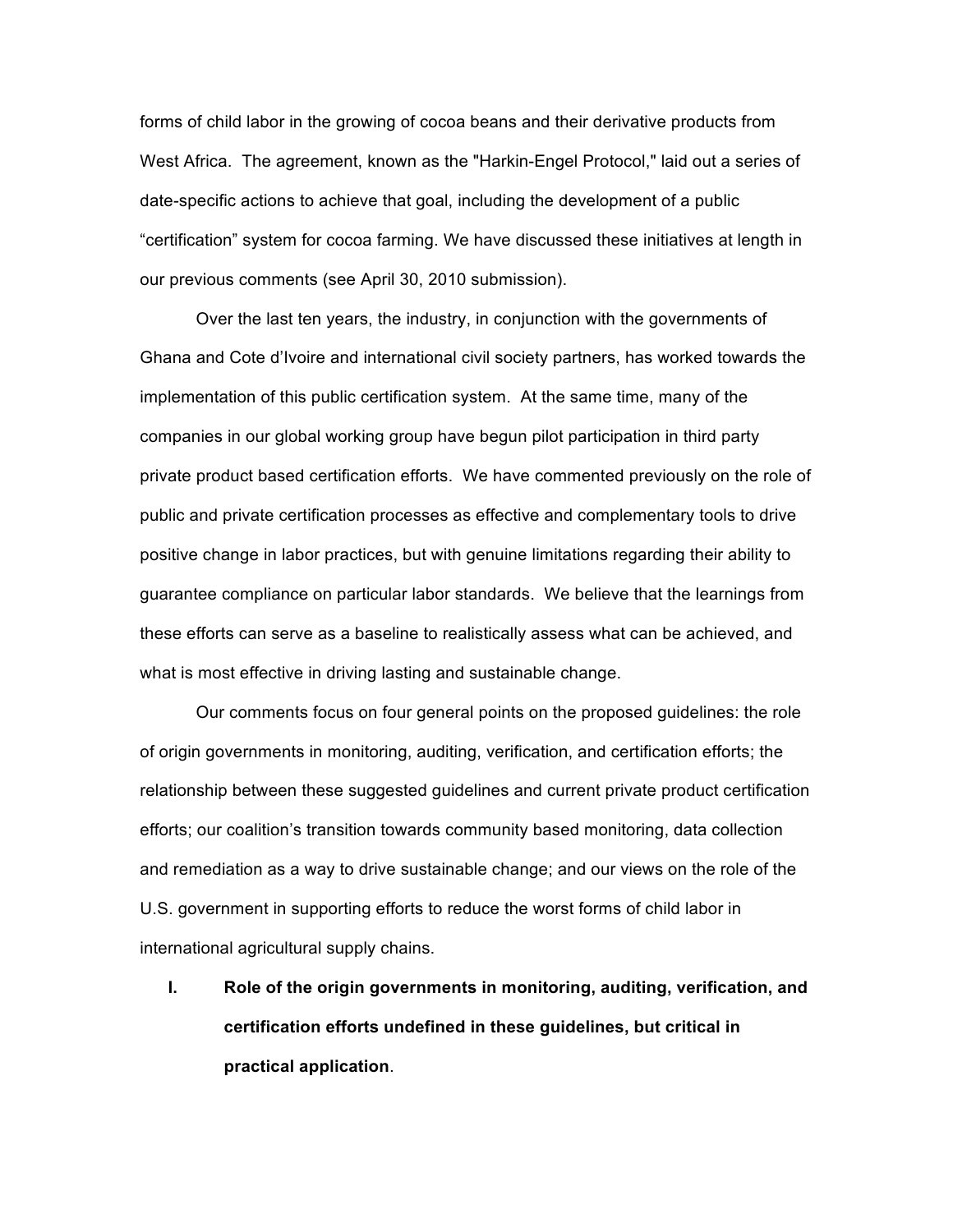forms of child labor in the growing of cocoa beans and their derivative products from West Africa. The agreement, known as the "Harkin-Engel Protocol," laid out a series of date-specific actions to achieve that goal, including the development of a public "certification" system for cocoa farming. We have discussed these initiatives at length in our previous comments (see April 30, 2010 submission).

Over the last ten years, the industry, in conjunction with the governments of Ghana and Cote d'Ivoire and international civil society partners, has worked towards the implementation of this public certification system. At the same time, many of the companies in our global working group have begun pilot participation in third party private product based certification efforts. We have commented previously on the role of public and private certification processes as effective and complementary tools to drive positive change in labor practices, but with genuine limitations regarding their ability to guarantee compliance on particular labor standards. We believe that the learnings from these efforts can serve as a baseline to realistically assess what can be achieved, and what is most effective in driving lasting and sustainable change.

Our comments focus on four general points on the proposed guidelines: the role of origin governments in monitoring, auditing, verification, and certification efforts; the relationship between these suggested guidelines and current private product certification efforts; our coalition's transition towards community based monitoring, data collection and remediation as a way to drive sustainable change; and our views on the role of the U.S. government in supporting efforts to reduce the worst forms of child labor in international agricultural supply chains.

## I. Role of the origin governments in monitoring, auditing, verification, and certification efforts undefined in these guidelines, but critical in practical application.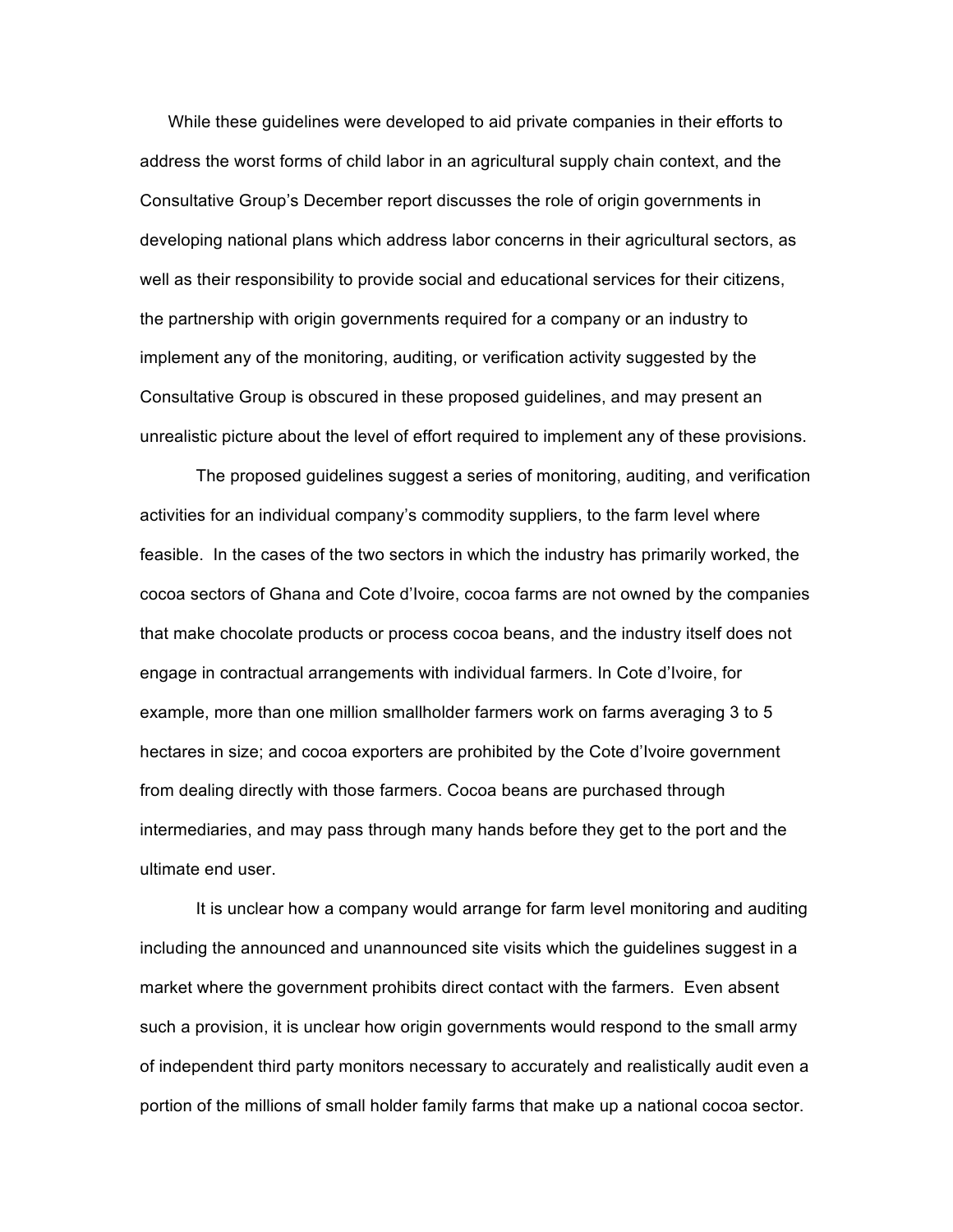While these guidelines were developed to aid private companies in their efforts to address the worst forms of child labor in an agricultural supply chain context, and the Consultative Group's December report discusses the role of origin governments in developing national plans which address labor concerns in their agricultural sectors, as well as their responsibility to provide social and educational services for their citizens, the partnership with origin governments required for a company or an industry to implement any of the monitoring, auditing, or verification activity suggested by the Consultative Group is obscured in these proposed guidelines, and may present an unrealistic picture about the level of effort required to implement any of these provisions.

The proposed guidelines suggest a series of monitoring, auditing, and verification activities for an individual company's commodity suppliers, to the farm level where feasible. In the cases of the two sectors in which the industry has primarily worked, the cocoa sectors of Ghana and Cote d'Ivoire, cocoa farms are not owned by the companies that make chocolate products or process cocoa beans, and the industry itself does not engage in contractual arrangements with individual farmers. In Cote d'Ivoire, for example, more than one million smallholder farmers work on farms averaging 3 to 5 hectares in size; and cocoa exporters are prohibited by the Cote d'Ivoire government from dealing directly with those farmers. Cocoa beans are purchased through intermediaries, and may pass through many hands before they get to the port and the ultimate end user.

It is unclear how a company would arrange for farm level monitoring and auditing including the announced and unannounced site visits which the guidelines suggest in a market where the government prohibits direct contact with the farmers. Even absent such a provision, it is unclear how origin governments would respond to the small army of independent third party monitors necessary to accurately and realistically audit even a portion of the millions of small holder family farms that make up a national cocoa sector.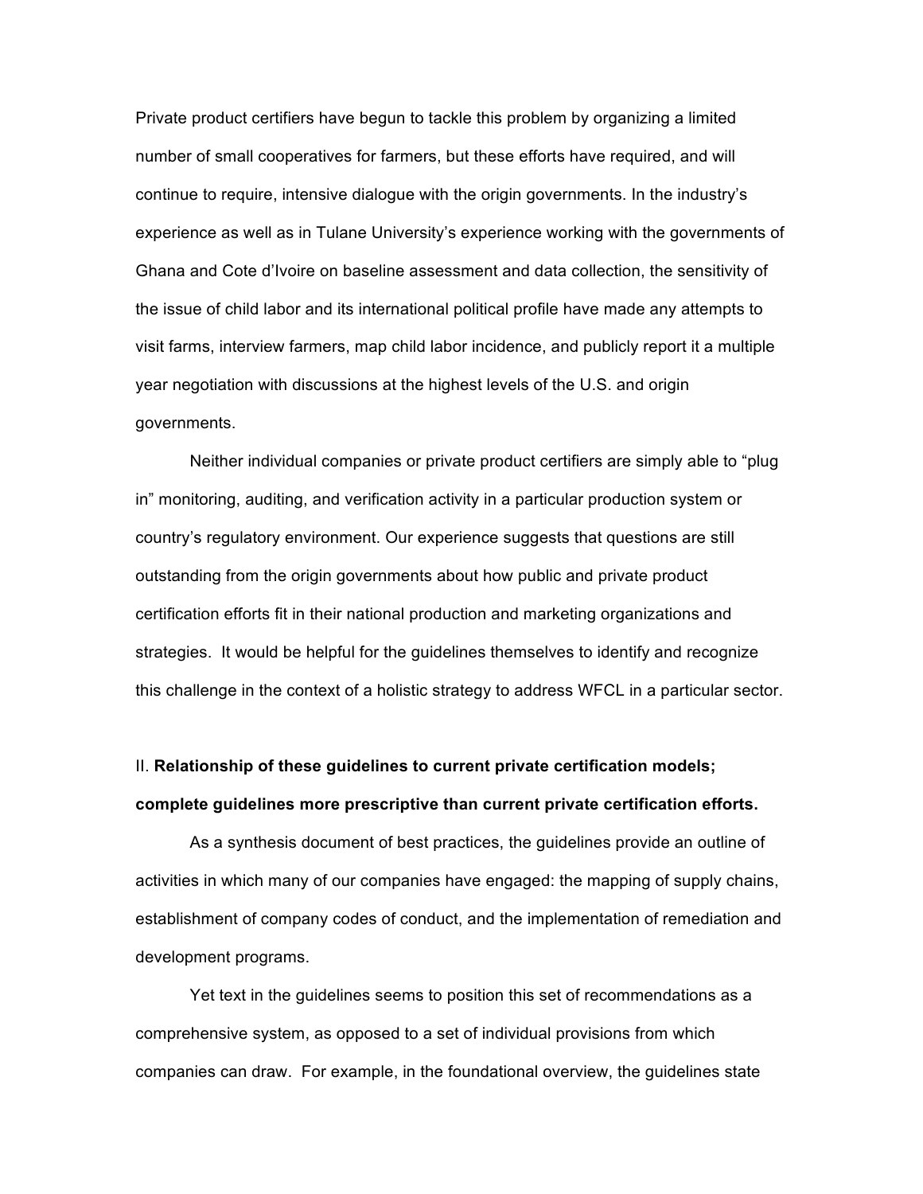Private product certifiers have begun to tackle this problem by organizing a limited number of small cooperatives for farmers, but these efforts have required, and will continue to require, intensive dialogue with the origin governments. In the industry's experience as well as in Tulane University's experience working with the governments of Ghana and Cote d'Ivoire on baseline assessment and data collection, the sensitivity of the issue of child labor and its international political profile have made any attempts to visit farms, interview farmers, map child labor incidence, and publicly report it a multiple year negotiation with discussions at the highest levels of the U.S. and origin governments.

Neither individual companies or private product certifiers are simply able to "plug in" monitoring, auditing, and verification activity in a particular production system or country's regulatory environment. Our experience suggests that questions are still outstanding from the origin governments about how public and private product certification efforts fit in their national production and marketing organizations and strategies. It would be helpful for the guidelines themselves to identify and recognize this challenge in the context of a holistic strategy to address WFCL in a particular sector.

## II. **Relationship of these guidelines to current private certification models; complete guidelines more prescriptive than current private certification efforts.**

As a synthesis document of best practices, the guidelines provide an outline of activities in which many of our companies have engaged: the mapping of supply chains, establishment of company codes of conduct, and the implementation of remediation and development programs.

Yet text in the guidelines seems to position this set of recommendations as a comprehensive system, as opposed to a set of individual provisions from which companies can draw. For example, in the foundational overview, the guidelines state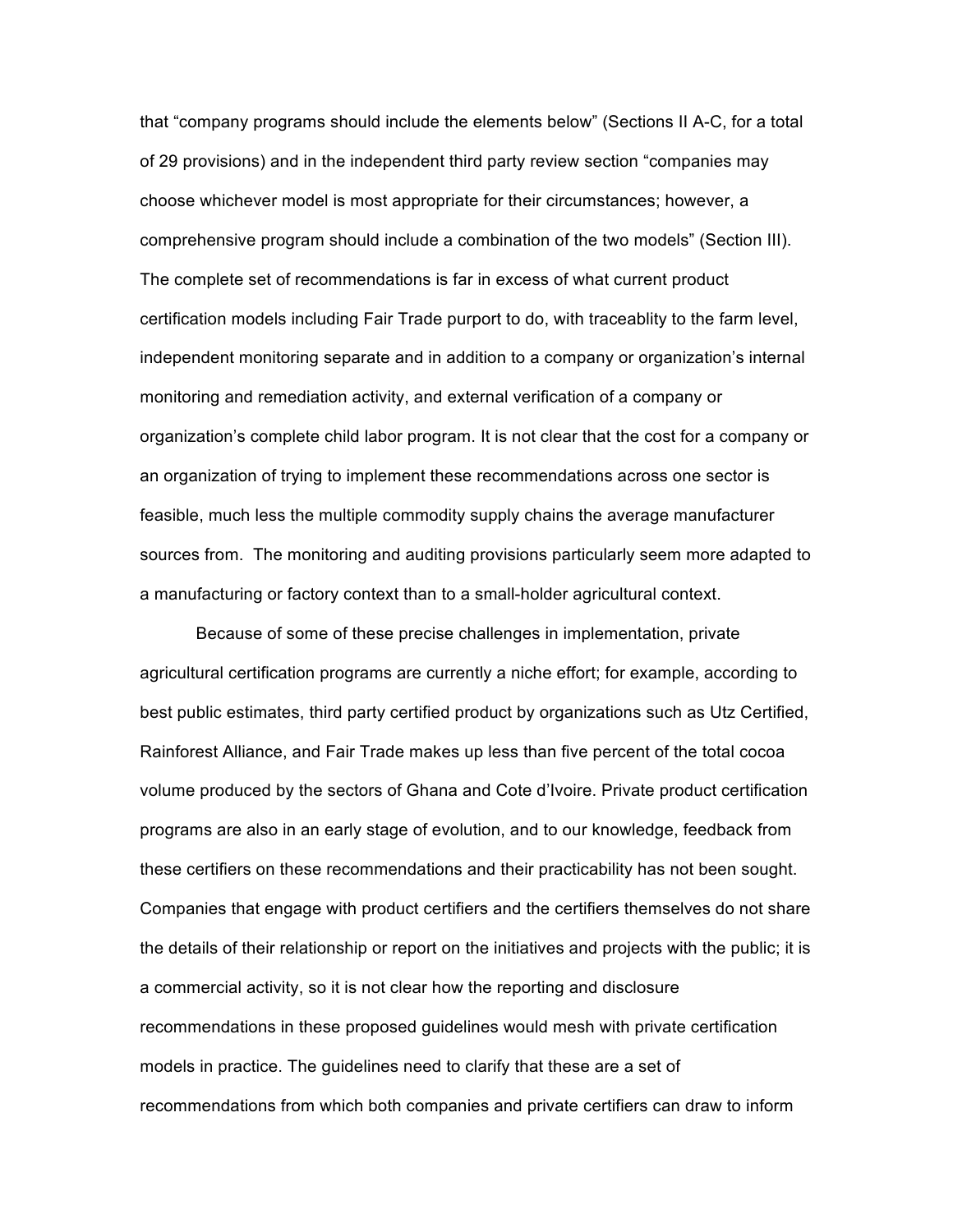that "company programs should include the elements below" (Sections II A-C, for a total of 29 provisions) and in the independent third party review section "companies may choose whichever model is most appropriate for their circumstances; however, a comprehensive program should include a combination of the two models" (Section III). The complete set of recommendations is far in excess of what current product certification models including Fair Trade purport to do, with traceablity to the farm level, independent monitoring separate and in addition to a company or organization's internal monitoring and remediation activity, and external verification of a company or organization's complete child labor program. It is not clear that the cost for a company or an organization of trying to implement these recommendations across one sector is feasible, much less the multiple commodity supply chains the average manufacturer sources from. The monitoring and auditing provisions particularly seem more adapted to a manufacturing or factory context than to a small-holder agricultural context.

Because of some of these precise challenges in implementation, private agricultural certification programs are currently a niche effort; for example, according to best public estimates, third party certified product by organizations such as Utz Certified, Rainforest Alliance, and Fair Trade makes up less than five percent of the total cocoa volume produced by the sectors of Ghana and Cote d'Ivoire. Private product certification programs are also in an early stage of evolution, and to our knowledge, feedback from these certifiers on these recommendations and their practicability has not been sought. Companies that engage with product certifiers and the certifiers themselves do not share the details of their relationship or report on the initiatives and projects with the public; it is a commercial activity, so it is not clear how the reporting and disclosure recommendations in these proposed guidelines would mesh with private certification models in practice. The guidelines need to clarify that these are a set of recommendations from which both companies and private certifiers can draw to inform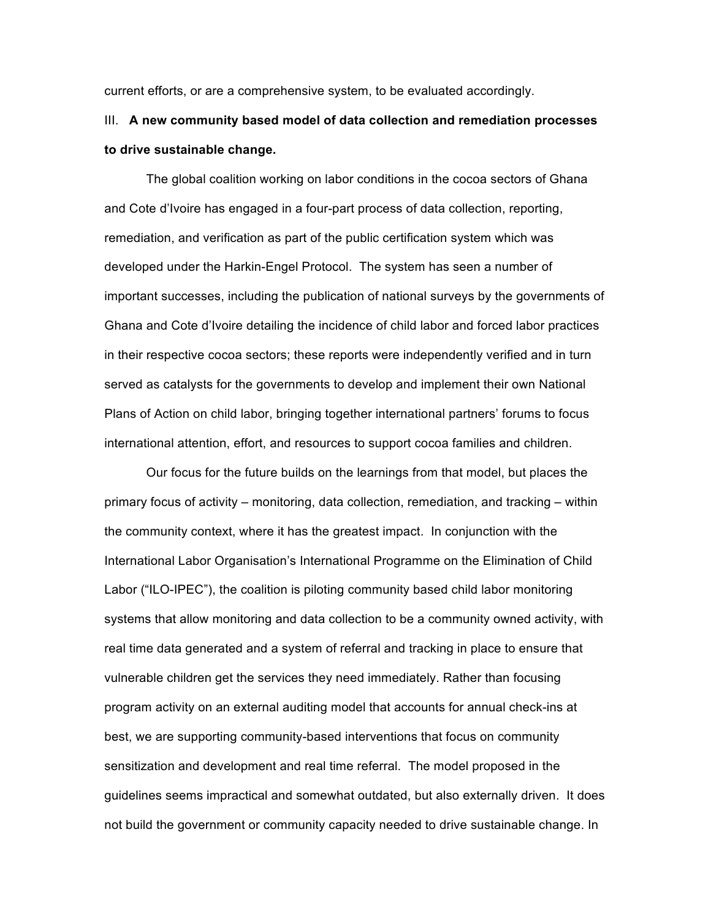current efforts, or are a comprehensive system, to be evaluated accordingly.

## III. **A new community based model of data collection and remediation processes to drive sustainable change.**

The global coalition working on labor conditions in the cocoa sectors of Ghana and Cote d'Ivoire has engaged in a four-part process of data collection, reporting, remediation, and verification as part of the public certification system which was developed under the Harkin-Engel Protocol. The system has seen a number of important successes, including the publication of national surveys by the governments of Ghana and Cote d'Ivoire detailing the incidence of child labor and forced labor practices in their respective cocoa sectors; these reports were independently verified and in turn served as catalysts for the governments to develop and implement their own National Plans of Action on child labor, bringing together international partners' forums to focus international attention, effort, and resources to support cocoa families and children.

Our focus for the future builds on the learnings from that model, but places the primary focus of activity – monitoring, data collection, remediation, and tracking – within the community context, where it has the greatest impact. In conjunction with the International Labor Organisation's International Programme on the Elimination of Child Labor ("ILO-IPEC"), the coalition is piloting community based child labor monitoring systems that allow monitoring and data collection to be a community owned activity, with real time data generated and a system of referral and tracking in place to ensure that vulnerable children get the services they need immediately. Rather than focusing program activity on an external auditing model that accounts for annual check-ins at best, we are supporting community-based interventions that focus on community sensitization and development and real time referral. The model proposed in the guidelines seems impractical and somewhat outdated, but also externally driven. It does not build the government or community capacity needed to drive sustainable change. In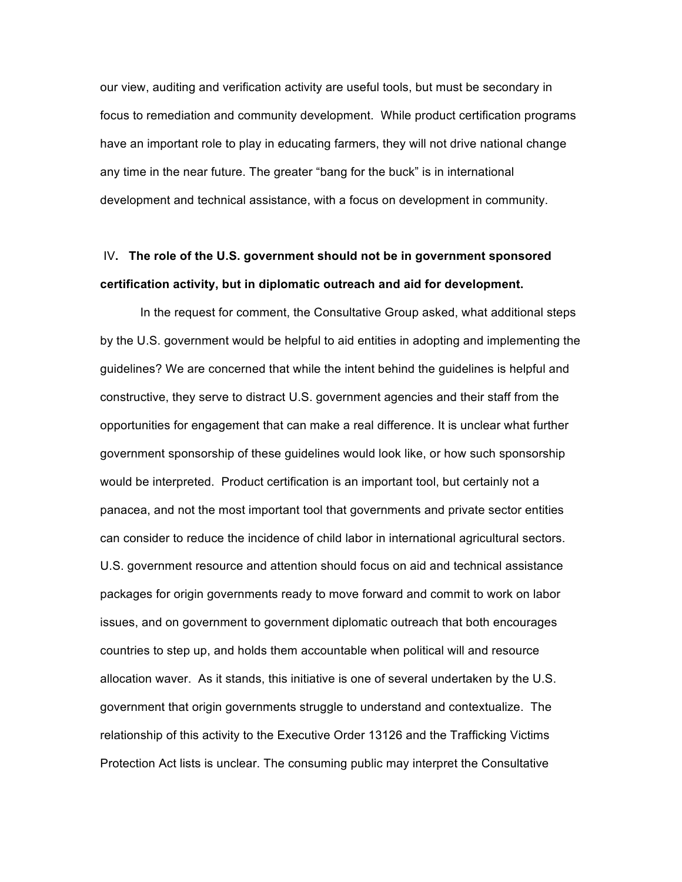our view, auditing and verification activity are useful tools, but must be secondary in focus to remediation and community development. While product certification programs have an important role to play in educating farmers, they will not drive national change any time in the near future. The greater "bang for the buck" is in international development and technical assistance, with a focus on development in community.

## IV. The role of the U.S. government should not be in government sponsored certification activity, but in diplomatic outreach and aid for development.

In the request for comment, the Consultative Group asked, what additional steps by the U.S. government would be helpful to aid entities in adopting and implementing the guidelines? We are concerned that while the intent behind the guidelines is helpful and constructive, they serve to distract U.S. government agencies and their staff from the opportunities for engagement that can make a real difference. It is unclear what further government sponsorship of these guidelines would look like, or how such sponsorship would be interpreted. Product certification is an important tool, but certainly not a panacea, and not the most important tool that governments and private sector entities can consider to reduce the incidence of child labor in international agricultural sectors. U.S. government resource and attention should focus on aid and technical assistance packages for origin governments ready to move forward and commit to work on labor issues, and on government to government diplomatic outreach that both encourages countries to step up, and holds them accountable when political will and resource allocation waver. As it stands, this initiative is one of several undertaken by the U.S. government that origin governments struggle to understand and contextualize. The relationship of this activity to the Executive Order 13126 and the Trafficking Victims Protection Act lists is unclear. The consuming public may interpret the Consultative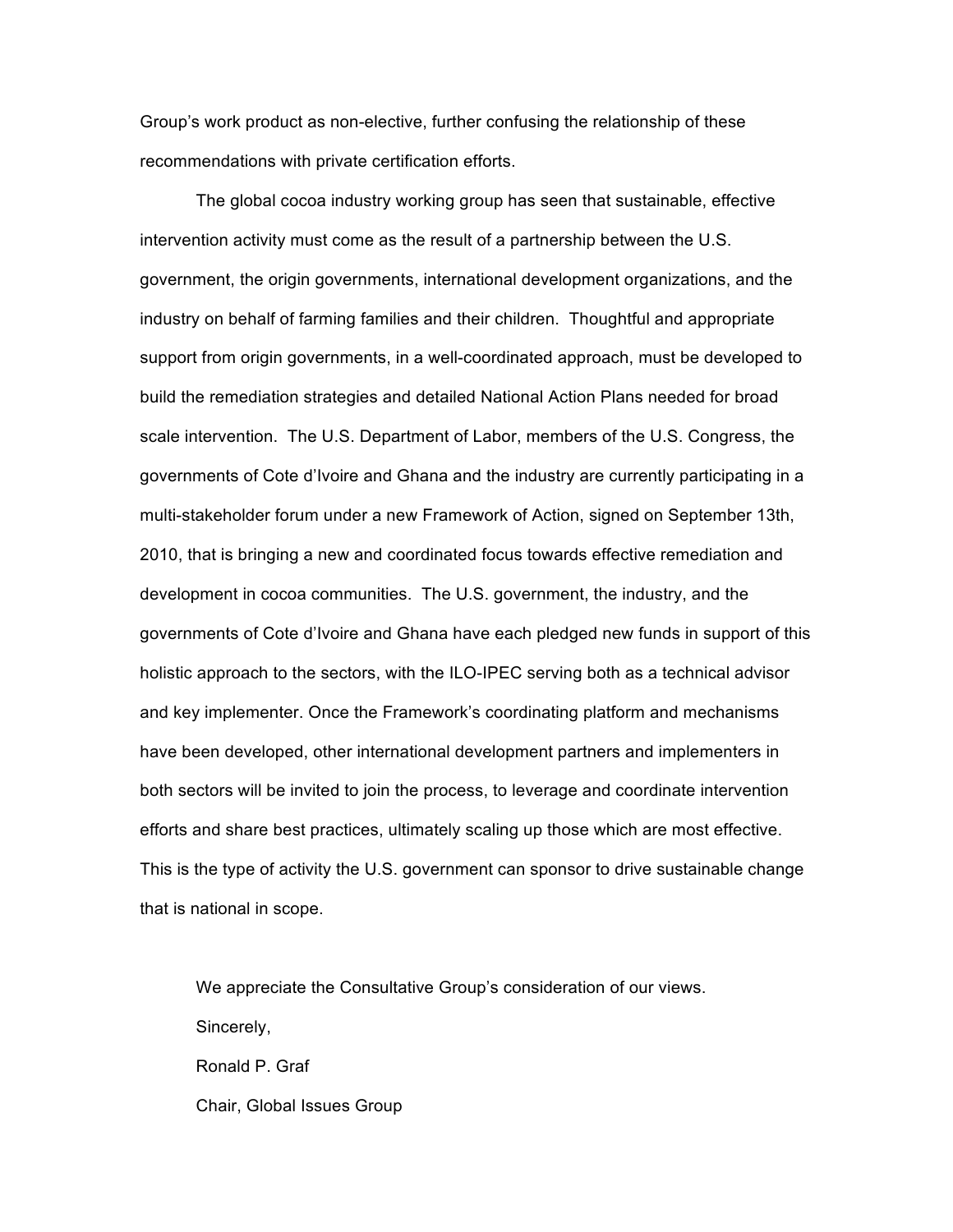Group's work product as non-elective, further confusing the relationship of these recommendations with private certification efforts.

The global cocoa industry working group has seen that sustainable, effective intervention activity must come as the result of a partnership between the U.S. government, the origin governments, international development organizations, and the industry on behalf of farming families and their children. Thoughtful and appropriate support from origin governments, in a well-coordinated approach, must be developed to build the remediation strategies and detailed National Action Plans needed for broad scale intervention. The U.S. Department of Labor, members of the U.S. Congress, the governments of Cote d'Ivoire and Ghana and the industry are currently participating in a multi-stakeholder forum under a new Framework of Action, signed on September 13th, 2010, that is bringing a new and coordinated focus towards effective remediation and development in cocoa communities. The U.S. government, the industry, and the governments of Cote d'Ivoire and Ghana have each pledged new funds in support of this holistic approach to the sectors, with the ILO-IPEC serving both as a technical advisor and key implementer. Once the Framework's coordinating platform and mechanisms have been developed, other international development partners and implementers in both sectors will be invited to join the process, to leverage and coordinate intervention efforts and share best practices, ultimately scaling up those which are most effective. This is the type of activity the U.S. government can sponsor to drive sustainable change that is national in scope.

We appreciate the Consultative Group's consideration of our views.

Sincerely,

Ronald P. Graf

Chair, Global Issues Group